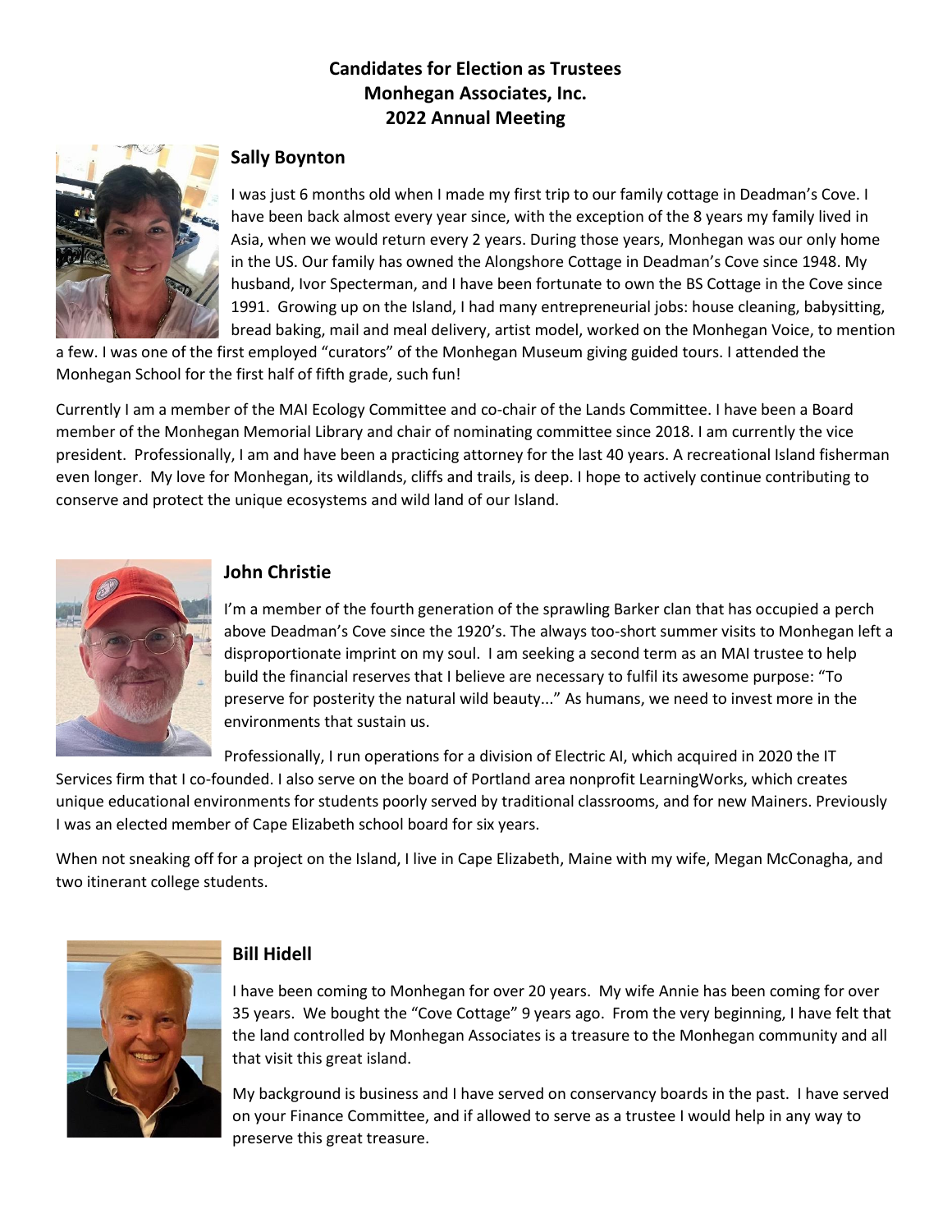# Candidates for Election as Trustees
# Monhegan Associates, Inc.
# 2022 Annual Meeting

## Sally Boynton

I was just 6 months old when I made my first trip to our family cottage in Deadman's Cove. I have been back almost every year since, with the exception of the 8 years my family lived in Asia, when we would return every 2 years. During those years, Monhegan was our only home in the US. Our family has owned the Alongshore Cottage in Deadman's Cove since 1948. My husband, Ivor Specterman, and I have been fortunate to own the BS Cottage in the Cove since 1991. Growing up on the Island, I had many entrepreneurial jobs: house cleaning, babysitting, bread baking, mail and meal delivery, artist model, worked on the Monhegan Voice, to mention a few. I was one of the first employed "curators" of the Monhegan Museum giving guided tours. I attended the Monhegan School for the first half of fifth grade, such fun!

Currently I am a member of the MAI Ecology Committee and co-chair of the Lands Committee. I have been a Board member of the Monhegan Memorial Library and chair of nominating committee since 2018. I am currently the vice president. Professionally, I am and have been a practicing attorney for the last 40 years. A recreational Island fisherman even longer. My love for Monhegan, its wildlands, cliffs and trails, is deep. I hope to actively continue contributing to conserve and protect the unique ecosystems and wild land of our Island.

## John Christie

I'm a member of the fourth generation of the sprawling Barker clan that has occupied a perch above Deadman's Cove since the 1920's. The always too-short summer visits to Monhegan left a disproportionate imprint on my soul. I am seeking a second term as an MAI trustee to help build the financial reserves that I believe are necessary to fulfil its awesome purpose: "To preserve for posterity the natural wild beauty..." As humans, we need to invest more in the environments that sustain us.

Professionally, I run operations for a division of Electric AI, which acquired in 2020 the IT Services firm that I co-founded. I also serve on the board of Portland area nonprofit LearningWorks, which creates unique educational environments for students poorly served by traditional classrooms, and for new Mainers. Previously I was an elected member of Cape Elizabeth school board for six years.

When not sneaking off for a project on the Island, I live in Cape Elizabeth, Maine with my wife, Megan McConagha, and two itinerant college students.

## Bill Hidell

I have been coming to Monhegan for over 20 years. My wife Annie has been coming for over 35 years. We bought the "Cove Cottage" 9 years ago. From the very beginning, I have felt that the land controlled by Monhegan Associates is a treasure to the Monhegan community and all that visit this great island.

My background is business and I have served on conservancy boards in the past. I have served on your Finance Committee, and if allowed to serve as a trustee I would help in any way to preserve this great treasure.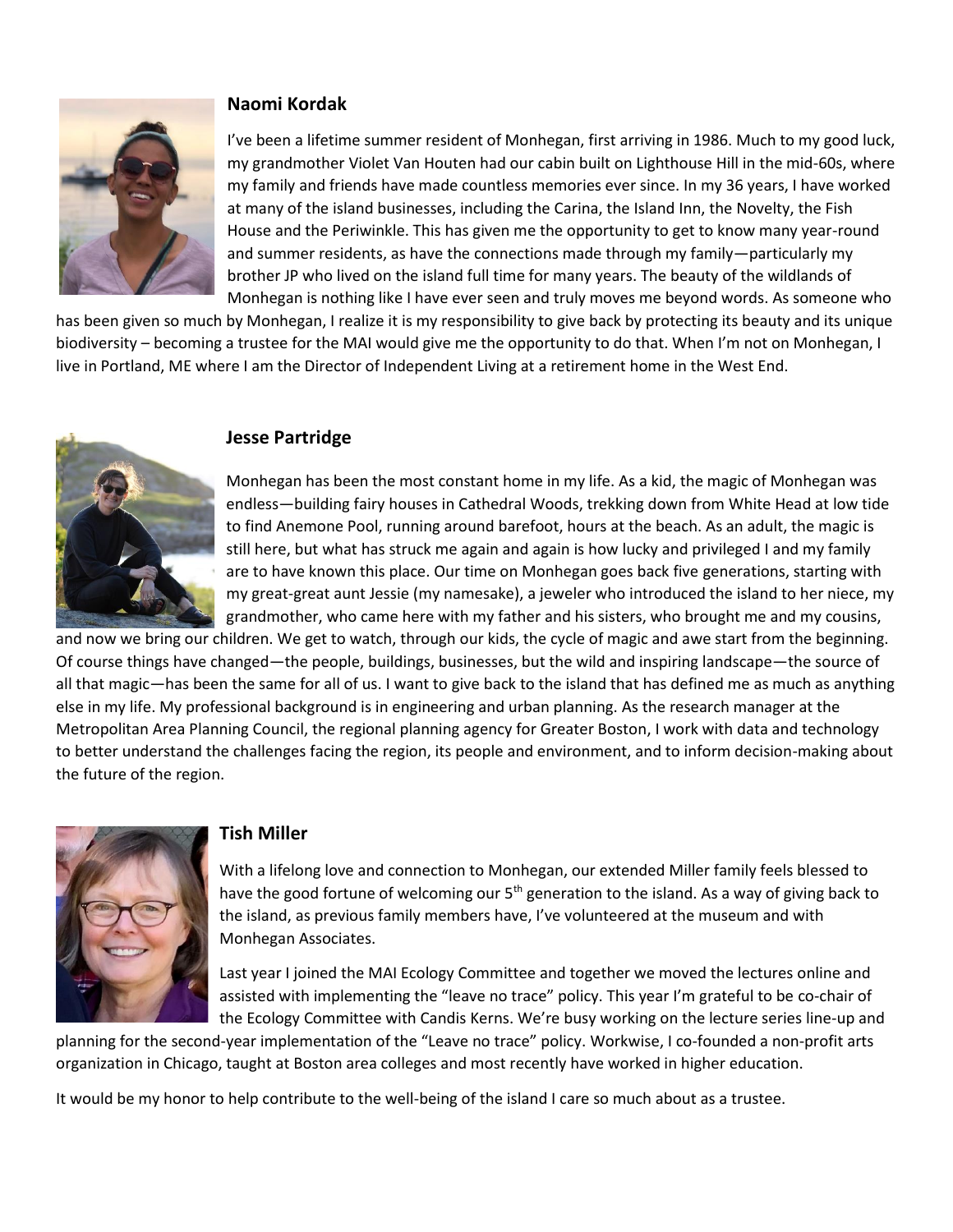**Naomi Kordak**

I've been a lifetime summer resident of Monhegan, first arriving in 1986. Much to my good luck, my grandmother Violet Van Houten had our cabin built on Lighthouse Hill in the mid-60s, where my family and friends have made countless memories ever since. In my 36 years, I have worked at many of the island businesses, including the Carina, the Island Inn, the Novelty, the Fish House and the Periwinkle. This has given me the opportunity to get to know many year-round and summer residents, as have the connections made through my family—particularly my brother JP who lived on the island full time for many years. The beauty of the wildlands of Monhegan is nothing like I have ever seen and truly moves me beyond words. As someone who has been given so much by Monhegan, I realize it is my responsibility to give back by protecting its beauty and its unique biodiversity – becoming a trustee for the MAI would give me the opportunity to do that. When I'm not on Monhegan, I live in Portland, ME where I am the Director of Independent Living at a retirement home in the West End.

**Jesse Partridge**

Monhegan has been the most constant home in my life. As a kid, the magic of Monhegan was endless—building fairy houses in Cathedral Woods, trekking down from White Head at low tide to find Anemone Pool, running around barefoot, hours at the beach. As an adult, the magic is still here, but what has struck me again and again is how lucky and privileged I and my family are to have known this place. Our time on Monhegan goes back five generations, starting with my great-great aunt Jessie (my namesake), a jeweler who introduced the island to her niece, my grandmother, who came here with my father and his sisters, who brought me and my cousins, and now we bring our children. We get to watch, through our kids, the cycle of magic and awe start from the beginning. Of course things have changed—the people, buildings, businesses, but the wild and inspiring landscape—the source of all that magic—has been the same for all of us. I want to give back to the island that has defined me as much as anything else in my life. My professional background is in engineering and urban planning. As the research manager at the Metropolitan Area Planning Council, the regional planning agency for Greater Boston, I work with data and technology to better understand the challenges facing the region, its people and environment, and to inform decision-making about the future of the region.

**Tish Miller**

With a lifelong love and connection to Monhegan, our extended Miller family feels blessed to have the good fortune of welcoming our 5th generation to the island. As a way of giving back to the island, as previous family members have, I've volunteered at the museum and with Monhegan Associates.

Last year I joined the MAI Ecology Committee and together we moved the lectures online and assisted with implementing the "leave no trace" policy. This year I'm grateful to be co-chair of the Ecology Committee with Candis Kerns. We're busy working on the lecture series line-up and planning for the second-year implementation of the "Leave no trace" policy. Workwise, I co-founded a non-profit arts organization in Chicago, taught at Boston area colleges and most recently have worked in higher education.

It would be my honor to help contribute to the well-being of the island I care so much about as a trustee.